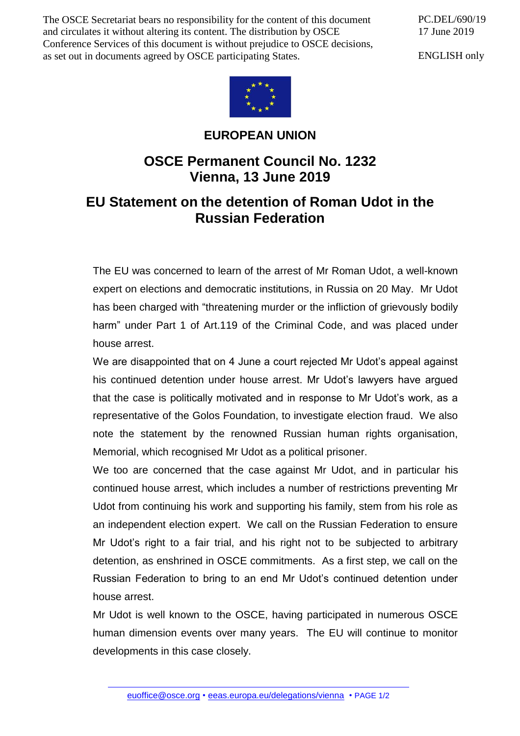The OSCE Secretariat bears no responsibility for the content of this document and circulates it without altering its content. The distribution by OSCE Conference Services of this document is without prejudice to OSCE decisions, as set out in documents agreed by OSCE participating States.

PC.DEL/690/19
17 June 2019

ENGLISH only

**EUROPEAN UNION**

# OSCE Permanent Council No. 1232
# Vienna, 13 June 2019

## EU Statement on the detention of Roman Udot in the Russian Federation

The EU was concerned to learn of the arrest of Mr Roman Udot, a well-known expert on elections and democratic institutions, in Russia on 20 May. Mr Udot has been charged with "threatening murder or the infliction of grievously bodily harm" under Part 1 of Art.119 of the Criminal Code, and was placed under house arrest.

We are disappointed that on 4 June a court rejected Mr Udot's appeal against his continued detention under house arrest. Mr Udot's lawyers have argued that the case is politically motivated and in response to Mr Udot's work, as a representative of the Golos Foundation, to investigate election fraud. We also note the statement by the renowned Russian human rights organisation, Memorial, which recognised Mr Udot as a political prisoner.

We too are concerned that the case against Mr Udot, and in particular his continued house arrest, which includes a number of restrictions preventing Mr Udot from continuing his work and supporting his family, stem from his role as an independent election expert. We call on the Russian Federation to ensure Mr Udot's right to a fair trial, and his right not to be subjected to arbitrary detention, as enshrined in OSCE commitments. As a first step, we call on the Russian Federation to bring to an end Mr Udot's continued detention under house arrest.

Mr Udot is well known to the OSCE, having participated in numerous OSCE human dimension events over many years. The EU will continue to monitor developments in this case closely.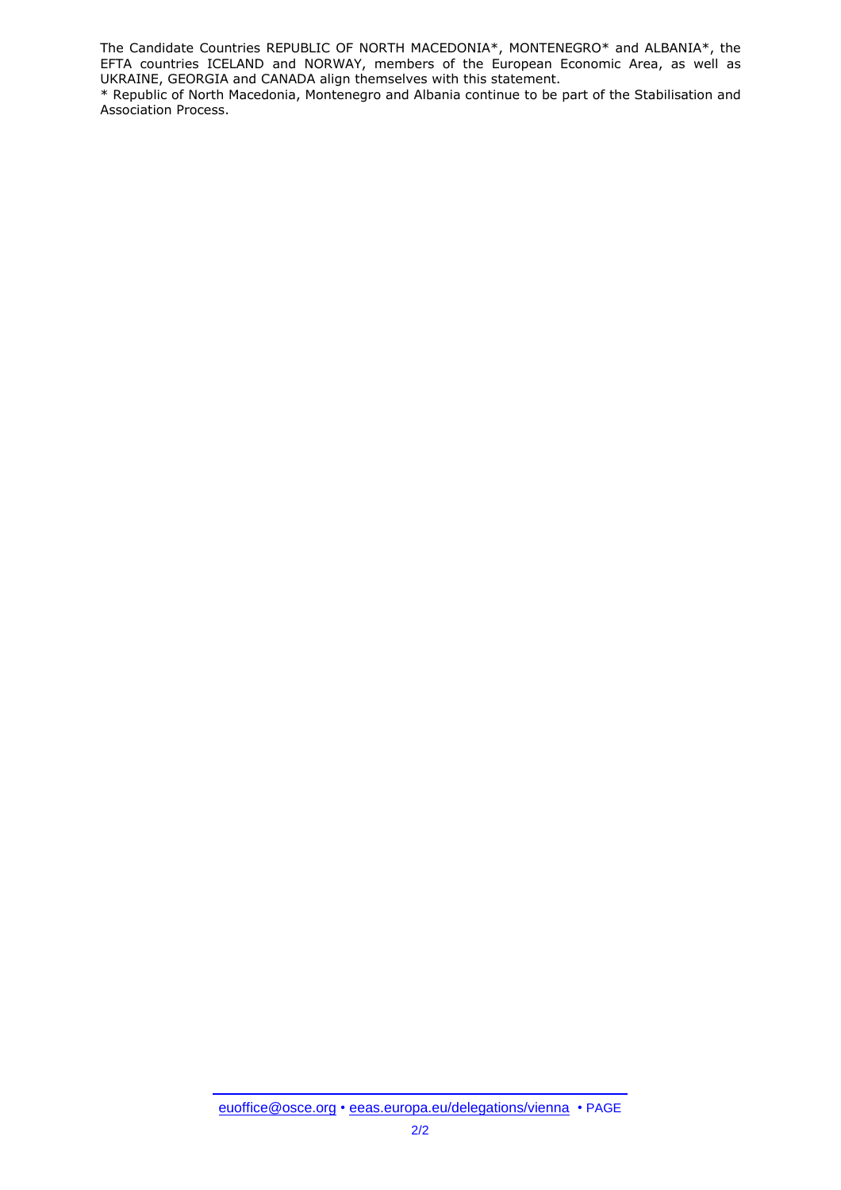The Candidate Countries REPUBLIC OF NORTH MACEDONIA*, MONTENEGRO* and ALBANIA*, the EFTA countries ICELAND and NORWAY, members of the European Economic Area, as well as UKRAINE, GEORGIA and CANADA align themselves with this statement.

* Republic of North Macedonia, Montenegro and Albania continue to be part of the Stabilisation and Association Process.